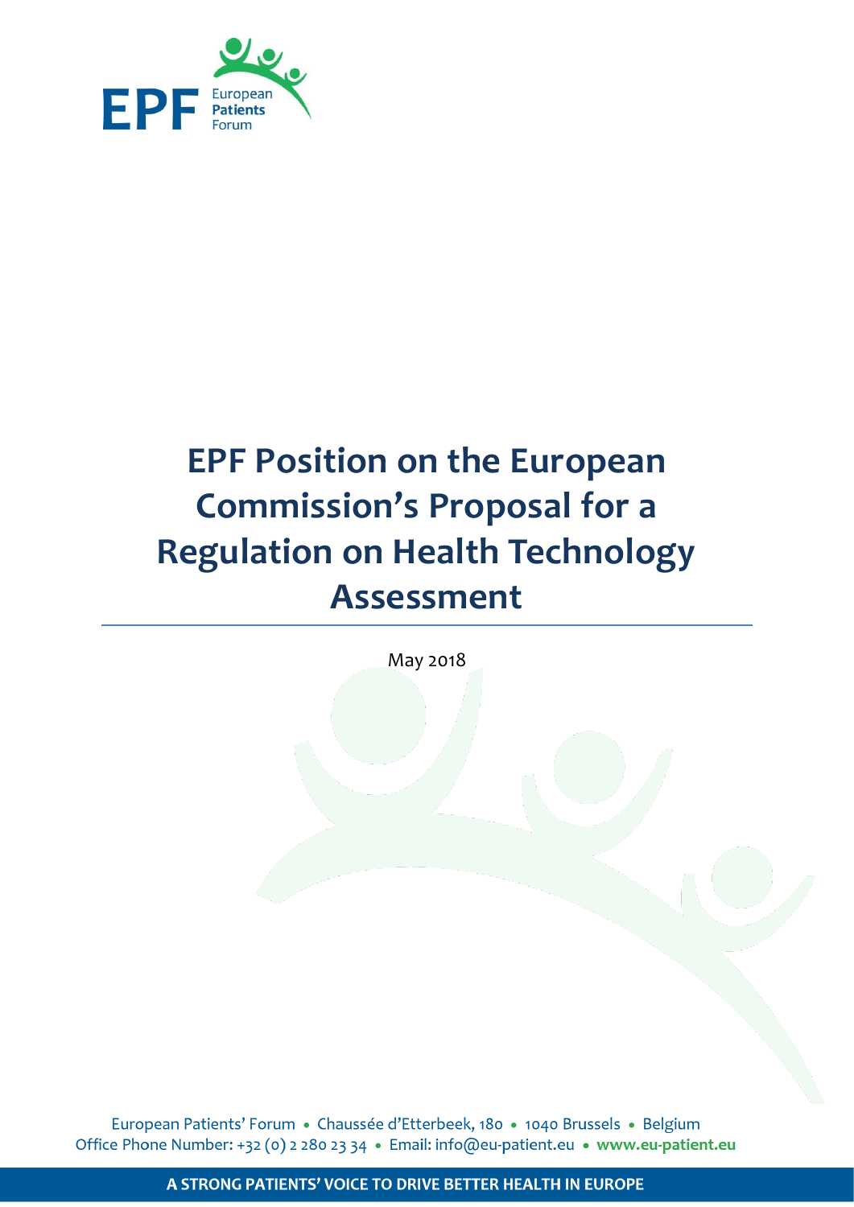EPF European Patients Forum

# EPF Position on the European Commission's Proposal for a Regulation on Health Technology Assessment

May 2018

European Patients' Forum • Chaussée d'Etterbeek, 180 • 1040 Brussels • Belgium
Office Phone Number: +32 (0) 2 280 23 34 • Email: info@eu-patient.eu • **www.eu-patient.eu**

**A STRONG PATIENTS' VOICE TO DRIVE BETTER HEALTH IN EUROPE**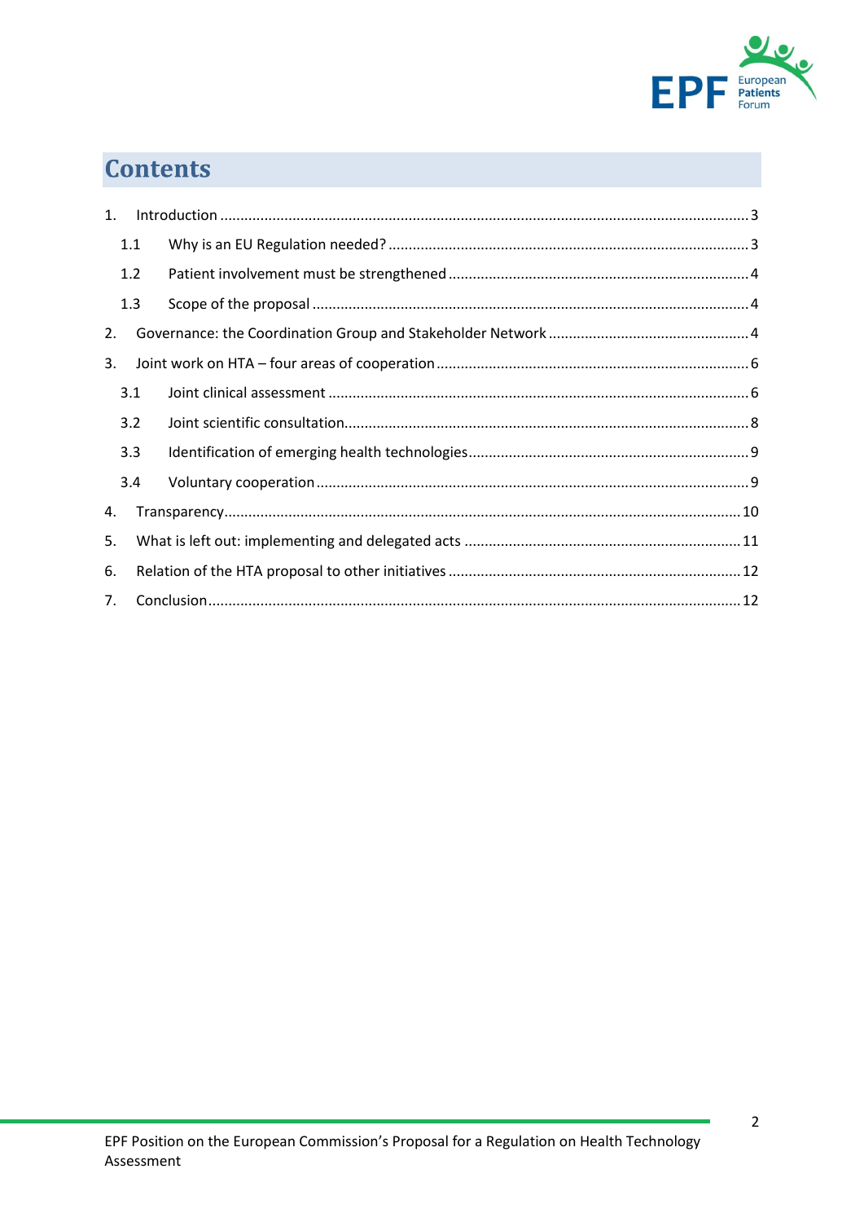## Contents

1. Introduction ..... 3
   - 1.1 Why is an EU Regulation needed? ..... 3
   - 1.2 Patient involvement must be strengthened ..... 4
   - 1.3 Scope of the proposal ..... 4
2. Governance: the Coordination Group and Stakeholder Network ..... 4
3. Joint work on HTA – four areas of cooperation ..... 6
   - 3.1 Joint clinical assessment ..... 6
   - 3.2 Joint scientific consultation ..... 8
   - 3.3 Identification of emerging health technologies ..... 9
   - 3.4 Voluntary cooperation ..... 9
4. Transparency ..... 10
5. What is left out: implementing and delegated acts ..... 11
6. Relation of the HTA proposal to other initiatives ..... 12
7. Conclusion ..... 12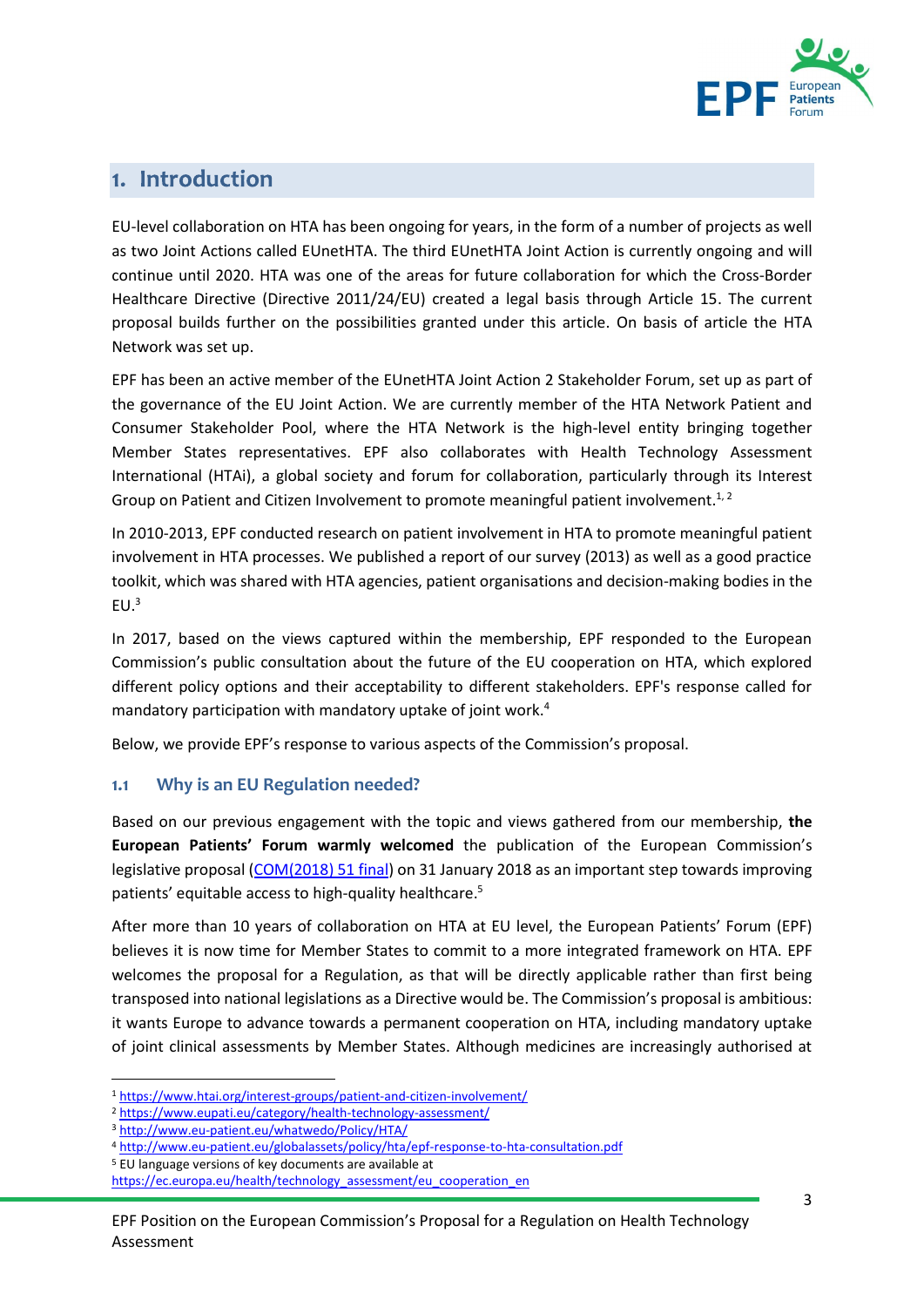# 1. Introduction

EU-level collaboration on HTA has been ongoing for years, in the form of a number of projects as well as two Joint Actions called EUnetHTA. The third EUnetHTA Joint Action is currently ongoing and will continue until 2020. HTA was one of the areas for future collaboration for which the Cross-Border Healthcare Directive (Directive 2011/24/EU) created a legal basis through Article 15. The current proposal builds further on the possibilities granted under this article. On basis of article the HTA Network was set up.

EPF has been an active member of the EUnetHTA Joint Action 2 Stakeholder Forum, set up as part of the governance of the EU Joint Action. We are currently member of the HTA Network Patient and Consumer Stakeholder Pool, where the HTA Network is the high-level entity bringing together Member States representatives. EPF also collaborates with Health Technology Assessment International (HTAi), a global society and forum for collaboration, particularly through its Interest Group on Patient and Citizen Involvement to promote meaningful patient involvement.[1, 2]

In 2010-2013, EPF conducted research on patient involvement in HTA to promote meaningful patient involvement in HTA processes. We published a report of our survey (2013) as well as a good practice toolkit, which was shared with HTA agencies, patient organisations and decision-making bodies in the EU.[3]

In 2017, based on the views captured within the membership, EPF responded to the European Commission's public consultation about the future of the EU cooperation on HTA, which explored different policy options and their acceptability to different stakeholders. EPF's response called for mandatory participation with mandatory uptake of joint work.[4]

Below, we provide EPF's response to various aspects of the Commission's proposal.

## 1.1 Why is an EU Regulation needed?

Based on our previous engagement with the topic and views gathered from our membership, **the European Patients' Forum warmly welcomed** the publication of the European Commission's legislative proposal ([COM(2018) 51 final](https://ec.europa.eu/health/technology_assessment/eu_cooperation_en)) on 31 January 2018 as an important step towards improving patients' equitable access to high-quality healthcare.[5]

After more than 10 years of collaboration on HTA at EU level, the European Patients' Forum (EPF) believes it is now time for Member States to commit to a more integrated framework on HTA. EPF welcomes the proposal for a Regulation, as that will be directly applicable rather than first being transposed into national legislations as a Directive would be. The Commission's proposal is ambitious: it wants Europe to advance towards a permanent cooperation on HTA, including mandatory uptake of joint clinical assessments by Member States. Although medicines are increasingly authorised at

---

[1] https://www.htai.org/interest-groups/patient-and-citizen-involvement/

[2] https://www.eupati.eu/category/health-technology-assessment/

[3] http://www.eu-patient.eu/whatwedo/Policy/HTA/

[4] http://www.eu-patient.eu/globalassets/policy/hta/epf-response-to-hta-consultation.pdf

[5] EU language versions of key documents are available at https://ec.europa.eu/health/technology_assessment/eu_cooperation_en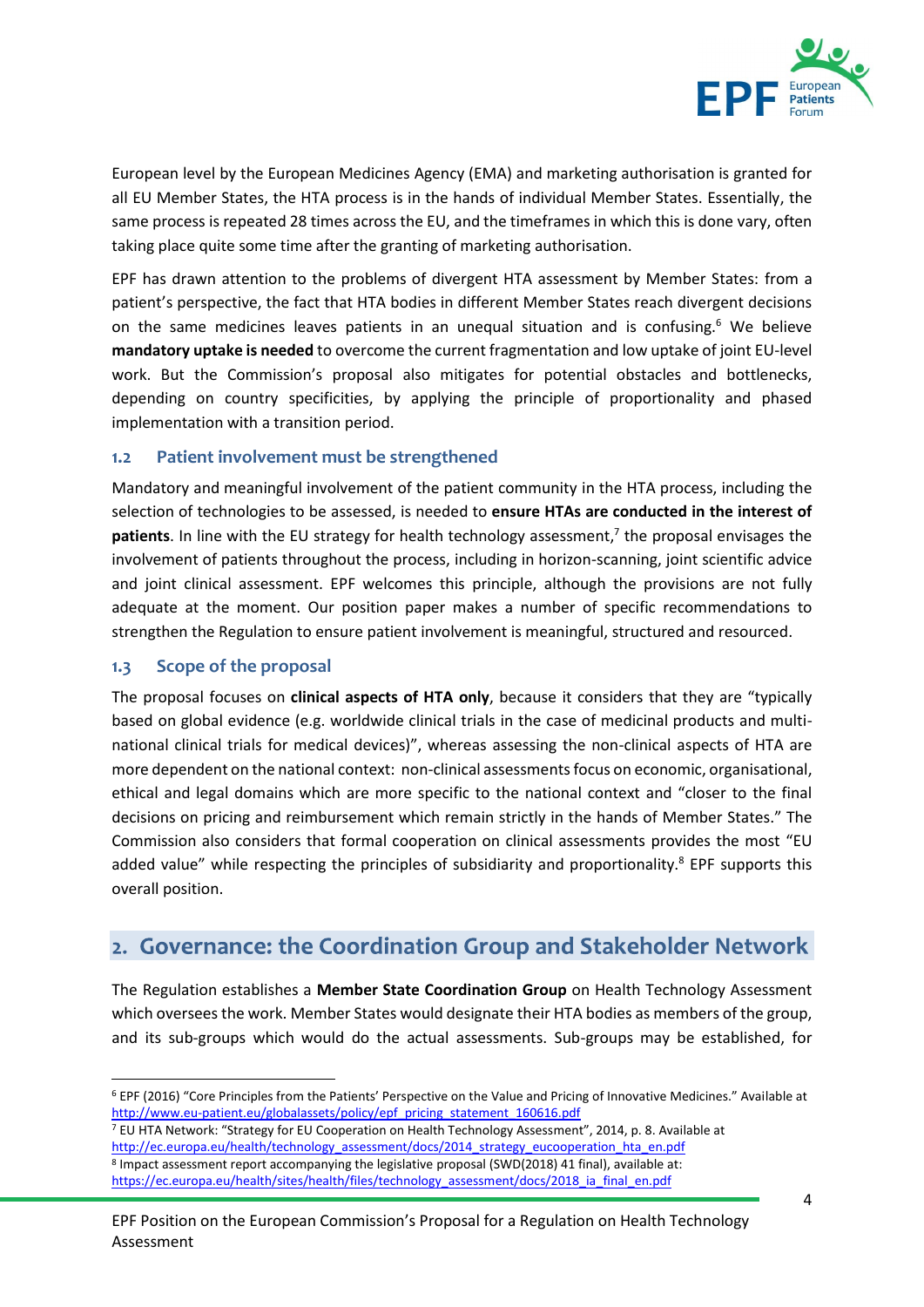European level by the European Medicines Agency (EMA) and marketing authorisation is granted for all EU Member States, the HTA process is in the hands of individual Member States. Essentially, the same process is repeated 28 times across the EU, and the timeframes in which this is done vary, often taking place quite some time after the granting of marketing authorisation.

EPF has drawn attention to the problems of divergent HTA assessment by Member States: from a patient's perspective, the fact that HTA bodies in different Member States reach divergent decisions on the same medicines leaves patients in an unequal situation and is confusing.[6] We believe **mandatory uptake is needed** to overcome the current fragmentation and low uptake of joint EU-level work. But the Commission's proposal also mitigates for potential obstacles and bottlenecks, depending on country specificities, by applying the principle of proportionality and phased implementation with a transition period.

### 1.2 Patient involvement must be strengthened

Mandatory and meaningful involvement of the patient community in the HTA process, including the selection of technologies to be assessed, is needed to **ensure HTAs are conducted in the interest of patients**. In line with the EU strategy for health technology assessment,[7] the proposal envisages the involvement of patients throughout the process, including in horizon-scanning, joint scientific advice and joint clinical assessment. EPF welcomes this principle, although the provisions are not fully adequate at the moment. Our position paper makes a number of specific recommendations to strengthen the Regulation to ensure patient involvement is meaningful, structured and resourced.

### 1.3 Scope of the proposal

The proposal focuses on **clinical aspects of HTA only**, because it considers that they are "typically based on global evidence (e.g. worldwide clinical trials in the case of medicinal products and multi-national clinical trials for medical devices)", whereas assessing the non-clinical aspects of HTA are more dependent on the national context: non-clinical assessments focus on economic, organisational, ethical and legal domains which are more specific to the national context and "closer to the final decisions on pricing and reimbursement which remain strictly in the hands of Member States." The Commission also considers that formal cooperation on clinical assessments provides the most "EU added value" while respecting the principles of subsidiarity and proportionality.[8] EPF supports this overall position.

## 2. Governance: the Coordination Group and Stakeholder Network

The Regulation establishes a **Member State Coordination Group** on Health Technology Assessment which oversees the work. Member States would designate their HTA bodies as members of the group, and its sub-groups which would do the actual assessments. Sub-groups may be established, for

---

[6] EPF (2016) "Core Principles from the Patients' Perspective on the Value and Pricing of Innovative Medicines." Available at http://www.eu-patient.eu/globalassets/policy/epf_pricing_statement_160616.pdf

[7] EU HTA Network: "Strategy for EU Cooperation on Health Technology Assessment", 2014, p. 8. Available at http://ec.europa.eu/health/technology_assessment/docs/2014_strategy_eucooperation_hta_en.pdf

[8] Impact assessment report accompanying the legislative proposal (SWD(2018) 41 final), available at: https://ec.europa.eu/health/sites/health/files/technology_assessment/docs/2018_ia_final_en.pdf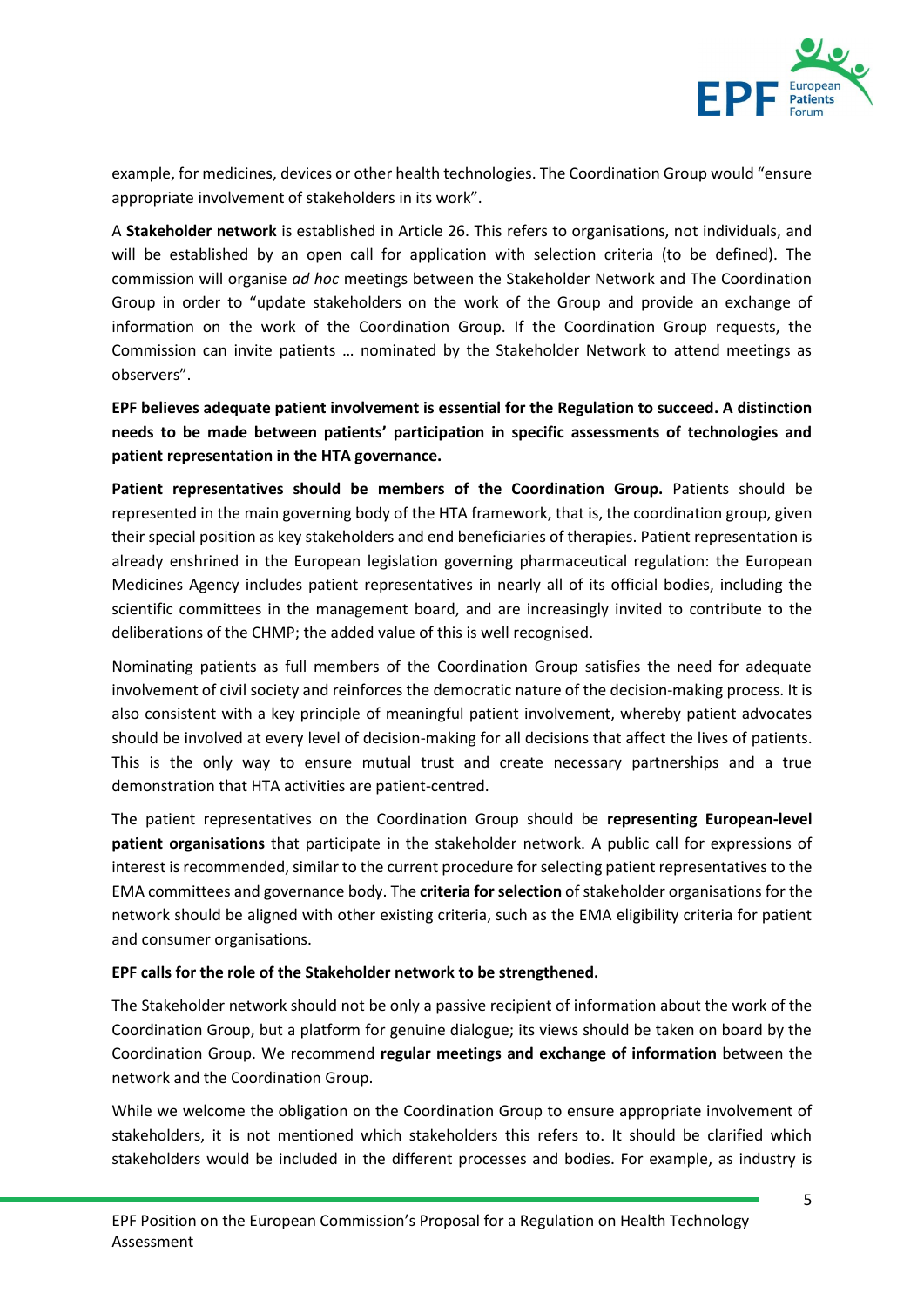example, for medicines, devices or other health technologies. The Coordination Group would "ensure appropriate involvement of stakeholders in its work".

A **Stakeholder network** is established in Article 26. This refers to organisations, not individuals, and will be established by an open call for application with selection criteria (to be defined). The commission will organise *ad hoc* meetings between the Stakeholder Network and The Coordination Group in order to "update stakeholders on the work of the Group and provide an exchange of information on the work of the Coordination Group. If the Coordination Group requests, the Commission can invite patients … nominated by the Stakeholder Network to attend meetings as observers".

**EPF believes adequate patient involvement is essential for the Regulation to succeed. A distinction needs to be made between patients' participation in specific assessments of technologies and patient representation in the HTA governance.**

**Patient representatives should be members of the Coordination Group.** Patients should be represented in the main governing body of the HTA framework, that is, the coordination group, given their special position as key stakeholders and end beneficiaries of therapies. Patient representation is already enshrined in the European legislation governing pharmaceutical regulation: the European Medicines Agency includes patient representatives in nearly all of its official bodies, including the scientific committees in the management board, and are increasingly invited to contribute to the deliberations of the CHMP; the added value of this is well recognised.

Nominating patients as full members of the Coordination Group satisfies the need for adequate involvement of civil society and reinforces the democratic nature of the decision-making process. It is also consistent with a key principle of meaningful patient involvement, whereby patient advocates should be involved at every level of decision-making for all decisions that affect the lives of patients. This is the only way to ensure mutual trust and create necessary partnerships and a true demonstration that HTA activities are patient-centred.

The patient representatives on the Coordination Group should be **representing European-level patient organisations** that participate in the stakeholder network. A public call for expressions of interest is recommended, similar to the current procedure for selecting patient representatives to the EMA committees and governance body. The **criteria for selection** of stakeholder organisations for the network should be aligned with other existing criteria, such as the EMA eligibility criteria for patient and consumer organisations.

**EPF calls for the role of the Stakeholder network to be strengthened.**

The Stakeholder network should not be only a passive recipient of information about the work of the Coordination Group, but a platform for genuine dialogue; its views should be taken on board by the Coordination Group. We recommend **regular meetings and exchange of information** between the network and the Coordination Group.

While we welcome the obligation on the Coordination Group to ensure appropriate involvement of stakeholders, it is not mentioned which stakeholders this refers to. It should be clarified which stakeholders would be included in the different processes and bodies. For example, as industry is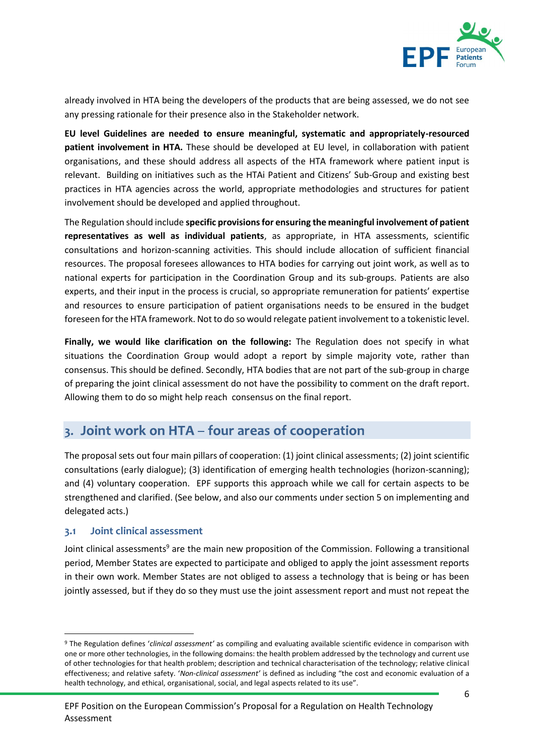already involved in HTA being the developers of the products that are being assessed, we do not see any pressing rationale for their presence also in the Stakeholder network.

**EU level Guidelines are needed to ensure meaningful, systematic and appropriately-resourced patient involvement in HTA.** These should be developed at EU level, in collaboration with patient organisations, and these should address all aspects of the HTA framework where patient input is relevant. Building on initiatives such as the HTAi Patient and Citizens' Sub-Group and existing best practices in HTA agencies across the world, appropriate methodologies and structures for patient involvement should be developed and applied throughout.

The Regulation should include **specific provisions for ensuring the meaningful involvement of patient representatives as well as individual patients**, as appropriate, in HTA assessments, scientific consultations and horizon-scanning activities. This should include allocation of sufficient financial resources. The proposal foresees allowances to HTA bodies for carrying out joint work, as well as to national experts for participation in the Coordination Group and its sub-groups. Patients are also experts, and their input in the process is crucial, so appropriate remuneration for patients' expertise and resources to ensure participation of patient organisations needs to be ensured in the budget foreseen for the HTA framework. Not to do so would relegate patient involvement to a tokenistic level.

**Finally, we would like clarification on the following:** The Regulation does not specify in what situations the Coordination Group would adopt a report by simple majority vote, rather than consensus. This should be defined. Secondly, HTA bodies that are not part of the sub-group in charge of preparing the joint clinical assessment do not have the possibility to comment on the draft report. Allowing them to do so might help reach consensus on the final report.

## 3. Joint work on HTA – four areas of cooperation

The proposal sets out four main pillars of cooperation: (1) joint clinical assessments; (2) joint scientific consultations (early dialogue); (3) identification of emerging health technologies (horizon-scanning); and (4) voluntary cooperation. EPF supports this approach while we call for certain aspects to be strengthened and clarified. (See below, and also our comments under section 5 on implementing and delegated acts.)

### 3.1 Joint clinical assessment

Joint clinical assessments[9] are the main new proposition of the Commission. Following a transitional period, Member States are expected to participate and obliged to apply the joint assessment reports in their own work. Member States are not obliged to assess a technology that is being or has been jointly assessed, but if they do so they must use the joint assessment report and must not repeat the

[9] The Regulation defines '*clinical assessment'* as compiling and evaluating available scientific evidence in comparison with one or more other technologies, in the following domains: the health problem addressed by the technology and current use of other technologies for that health problem; description and technical characterisation of the technology; relative clinical effectiveness; and relative safety. '*Non-clinical assessment'* is defined as including "the cost and economic evaluation of a health technology, and ethical, organisational, social, and legal aspects related to its use".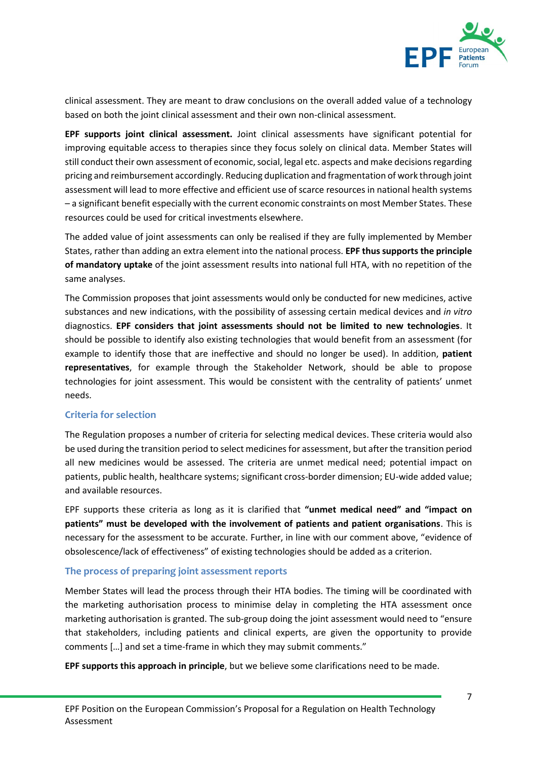clinical assessment. They are meant to draw conclusions on the overall added value of a technology based on both the joint clinical assessment and their own non-clinical assessment.

**EPF supports joint clinical assessment.** Joint clinical assessments have significant potential for improving equitable access to therapies since they focus solely on clinical data. Member States will still conduct their own assessment of economic, social, legal etc. aspects and make decisions regarding pricing and reimbursement accordingly. Reducing duplication and fragmentation of work through joint assessment will lead to more effective and efficient use of scarce resources in national health systems – a significant benefit especially with the current economic constraints on most Member States. These resources could be used for critical investments elsewhere.

The added value of joint assessments can only be realised if they are fully implemented by Member States, rather than adding an extra element into the national process. **EPF thus supports the principle of mandatory uptake** of the joint assessment results into national full HTA, with no repetition of the same analyses.

The Commission proposes that joint assessments would only be conducted for new medicines, active substances and new indications, with the possibility of assessing certain medical devices and *in vitro* diagnostics. **EPF considers that joint assessments should not be limited to new technologies**. It should be possible to identify also existing technologies that would benefit from an assessment (for example to identify those that are ineffective and should no longer be used). In addition, **patient representatives**, for example through the Stakeholder Network, should be able to propose technologies for joint assessment. This would be consistent with the centrality of patients' unmet needs.

### Criteria for selection

The Regulation proposes a number of criteria for selecting medical devices. These criteria would also be used during the transition period to select medicines for assessment, but after the transition period all new medicines would be assessed. The criteria are unmet medical need; potential impact on patients, public health, healthcare systems; significant cross-border dimension; EU-wide added value; and available resources.

EPF supports these criteria as long as it is clarified that **"unmet medical need" and "impact on patients" must be developed with the involvement of patients and patient organisations**. This is necessary for the assessment to be accurate. Further, in line with our comment above, "evidence of obsolescence/lack of effectiveness" of existing technologies should be added as a criterion.

### The process of preparing joint assessment reports

Member States will lead the process through their HTA bodies. The timing will be coordinated with the marketing authorisation process to minimise delay in completing the HTA assessment once marketing authorisation is granted. The sub-group doing the joint assessment would need to "ensure that stakeholders, including patients and clinical experts, are given the opportunity to provide comments […] and set a time-frame in which they may submit comments."

**EPF supports this approach in principle**, but we believe some clarifications need to be made.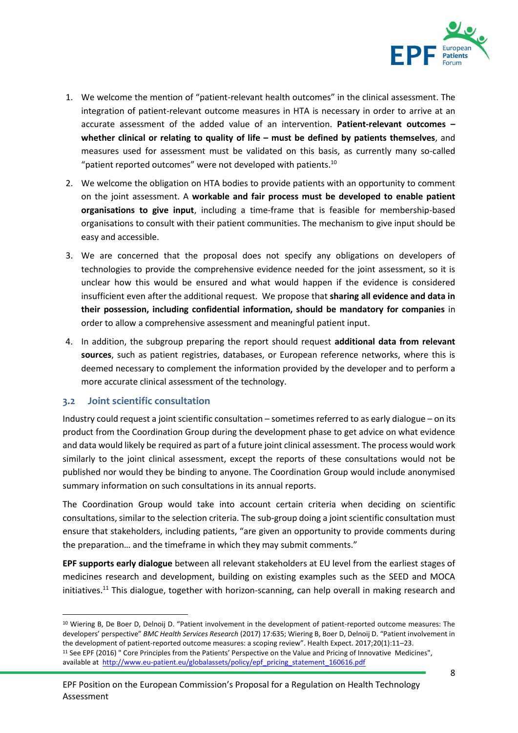1. We welcome the mention of "patient-relevant health outcomes" in the clinical assessment. The integration of patient-relevant outcome measures in HTA is necessary in order to arrive at an accurate assessment of the added value of an intervention. **Patient-relevant outcomes – whether clinical or relating to quality of life – must be defined by patients themselves**, and measures used for assessment must be validated on this basis, as currently many so-called "patient reported outcomes" were not developed with patients.[10]

2. We welcome the obligation on HTA bodies to provide patients with an opportunity to comment on the joint assessment. A **workable and fair process must be developed to enable patient organisations to give input**, including a time-frame that is feasible for membership-based organisations to consult with their patient communities. The mechanism to give input should be easy and accessible.

3. We are concerned that the proposal does not specify any obligations on developers of technologies to provide the comprehensive evidence needed for the joint assessment, so it is unclear how this would be ensured and what would happen if the evidence is considered insufficient even after the additional request. We propose that **sharing all evidence and data in their possession, including confidential information, should be mandatory for companies** in order to allow a comprehensive assessment and meaningful patient input.

4. In addition, the subgroup preparing the report should request **additional data from relevant sources**, such as patient registries, databases, or European reference networks, where this is deemed necessary to complement the information provided by the developer and to perform a more accurate clinical assessment of the technology.

### 3.2 Joint scientific consultation

Industry could request a joint scientific consultation – sometimes referred to as early dialogue – on its product from the Coordination Group during the development phase to get advice on what evidence and data would likely be required as part of a future joint clinical assessment. The process would work similarly to the joint clinical assessment, except the reports of these consultations would not be published nor would they be binding to anyone. The Coordination Group would include anonymised summary information on such consultations in its annual reports.

The Coordination Group would take into account certain criteria when deciding on scientific consultations, similar to the selection criteria. The sub-group doing a joint scientific consultation must ensure that stakeholders, including patients, "are given an opportunity to provide comments during the preparation… and the timeframe in which they may submit comments."

**EPF supports early dialogue** between all relevant stakeholders at EU level from the earliest stages of medicines research and development, building on existing examples such as the SEED and MOCA initiatives.[11] This dialogue, together with horizon-scanning, can help overall in making research and

---

[10] Wiering B, De Boer D, Delnoij D. "Patient involvement in the development of patient-reported outcome measures: The developers' perspective" *BMC Health Services Research* (2017) 17:635; Wiering B, Boer D, Delnoij D. "Patient involvement in the development of patient-reported outcome measures: a scoping review". Health Expect. 2017;20(1):11–23.

[11] See EPF (2016) " Core Principles from the Patients' Perspective on the Value and Pricing of Innovative Medicines", available at http://www.eu-patient.eu/globalassets/policy/epf_pricing_statement_160616.pdf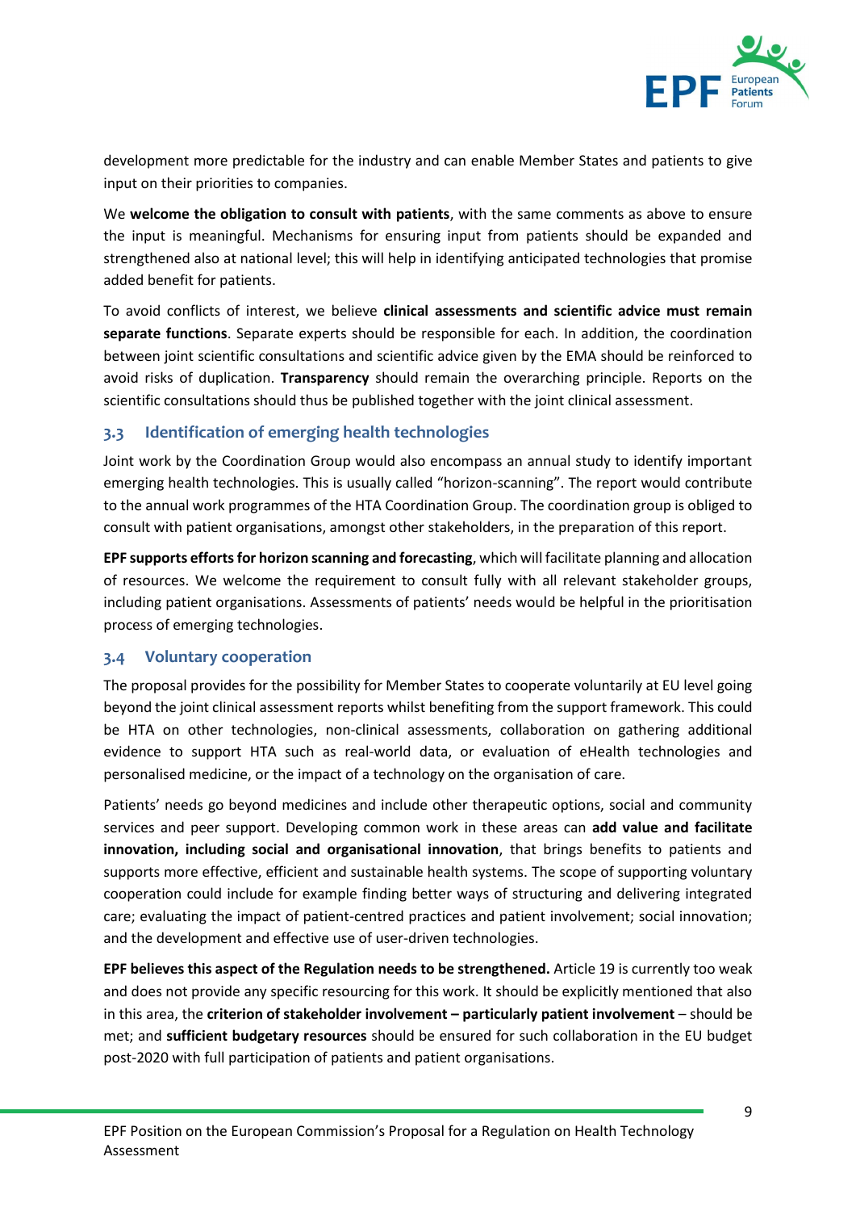development more predictable for the industry and can enable Member States and patients to give input on their priorities to companies.

We **welcome the obligation to consult with patients**, with the same comments as above to ensure the input is meaningful. Mechanisms for ensuring input from patients should be expanded and strengthened also at national level; this will help in identifying anticipated technologies that promise added benefit for patients.

To avoid conflicts of interest, we believe **clinical assessments and scientific advice must remain separate functions**. Separate experts should be responsible for each. In addition, the coordination between joint scientific consultations and scientific advice given by the EMA should be reinforced to avoid risks of duplication. **Transparency** should remain the overarching principle. Reports on the scientific consultations should thus be published together with the joint clinical assessment.

## 3.3 Identification of emerging health technologies

Joint work by the Coordination Group would also encompass an annual study to identify important emerging health technologies. This is usually called "horizon-scanning". The report would contribute to the annual work programmes of the HTA Coordination Group. The coordination group is obliged to consult with patient organisations, amongst other stakeholders, in the preparation of this report.

**EPF supports efforts for horizon scanning and forecasting**, which will facilitate planning and allocation of resources. We welcome the requirement to consult fully with all relevant stakeholder groups, including patient organisations. Assessments of patients' needs would be helpful in the prioritisation process of emerging technologies.

## 3.4 Voluntary cooperation

The proposal provides for the possibility for Member States to cooperate voluntarily at EU level going beyond the joint clinical assessment reports whilst benefiting from the support framework. This could be HTA on other technologies, non-clinical assessments, collaboration on gathering additional evidence to support HTA such as real-world data, or evaluation of eHealth technologies and personalised medicine, or the impact of a technology on the organisation of care.

Patients' needs go beyond medicines and include other therapeutic options, social and community services and peer support. Developing common work in these areas can **add value and facilitate innovation, including social and organisational innovation**, that brings benefits to patients and supports more effective, efficient and sustainable health systems. The scope of supporting voluntary cooperation could include for example finding better ways of structuring and delivering integrated care; evaluating the impact of patient-centred practices and patient involvement; social innovation; and the development and effective use of user-driven technologies.

**EPF believes this aspect of the Regulation needs to be strengthened.** Article 19 is currently too weak and does not provide any specific resourcing for this work. It should be explicitly mentioned that also in this area, the **criterion of stakeholder involvement – particularly patient involvement** – should be met; and **sufficient budgetary resources** should be ensured for such collaboration in the EU budget post-2020 with full participation of patients and patient organisations.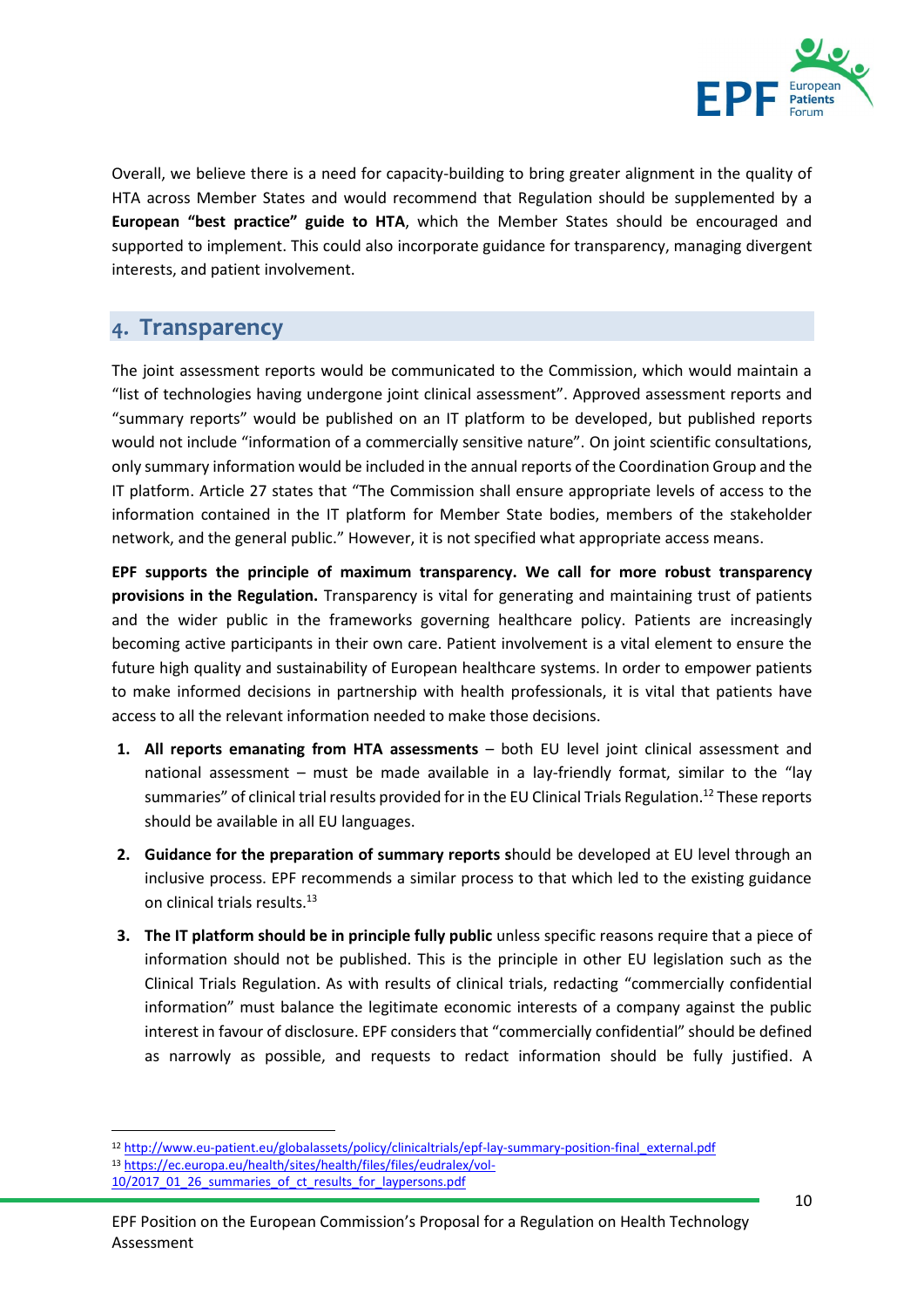Overall, we believe there is a need for capacity-building to bring greater alignment in the quality of HTA across Member States and would recommend that Regulation should be supplemented by a **European "best practice" guide to HTA**, which the Member States should be encouraged and supported to implement. This could also incorporate guidance for transparency, managing divergent interests, and patient involvement.

## 4. Transparency

The joint assessment reports would be communicated to the Commission, which would maintain a "list of technologies having undergone joint clinical assessment". Approved assessment reports and "summary reports" would be published on an IT platform to be developed, but published reports would not include "information of a commercially sensitive nature". On joint scientific consultations, only summary information would be included in the annual reports of the Coordination Group and the IT platform. Article 27 states that "The Commission shall ensure appropriate levels of access to the information contained in the IT platform for Member State bodies, members of the stakeholder network, and the general public." However, it is not specified what appropriate access means.

**EPF supports the principle of maximum transparency. We call for more robust transparency provisions in the Regulation.** Transparency is vital for generating and maintaining trust of patients and the wider public in the frameworks governing healthcare policy. Patients are increasingly becoming active participants in their own care. Patient involvement is a vital element to ensure the future high quality and sustainability of European healthcare systems. In order to empower patients to make informed decisions in partnership with health professionals, it is vital that patients have access to all the relevant information needed to make those decisions.

1. **All reports emanating from HTA assessments** – both EU level joint clinical assessment and national assessment – must be made available in a lay-friendly format, similar to the "lay summaries" of clinical trial results provided for in the EU Clinical Trials Regulation.[12] These reports should be available in all EU languages.
2. **Guidance for the preparation of summary reports s**hould be developed at EU level through an inclusive process. EPF recommends a similar process to that which led to the existing guidance on clinical trials results.[13]
3. **The IT platform should be in principle fully public** unless specific reasons require that a piece of information should not be published. This is the principle in other EU legislation such as the Clinical Trials Regulation. As with results of clinical trials, redacting "commercially confidential information" must balance the legitimate economic interests of a company against the public interest in favour of disclosure. EPF considers that "commercially confidential" should be defined as narrowly as possible, and requests to redact information should be fully justified. A

[12] http://www.eu-patient.eu/globalassets/policy/clinicaltrials/epf-lay-summary-position-final_external.pdf
[13] https://ec.europa.eu/health/sites/health/files/files/eudralex/vol-10/2017_01_26_summaries_of_ct_results_for_laypersons.pdf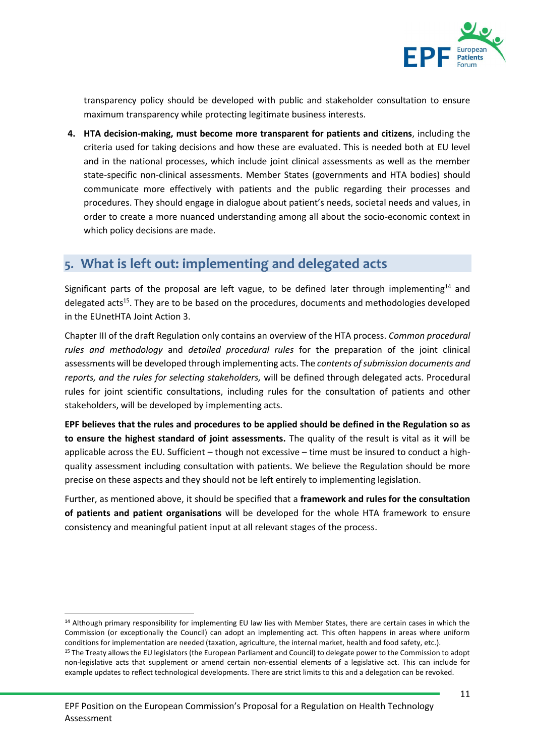transparency policy should be developed with public and stakeholder consultation to ensure maximum transparency while protecting legitimate business interests.

4. **HTA decision-making, must become more transparent for patients and citizens**, including the criteria used for taking decisions and how these are evaluated. This is needed both at EU level and in the national processes, which include joint clinical assessments as well as the member state-specific non-clinical assessments. Member States (governments and HTA bodies) should communicate more effectively with patients and the public regarding their processes and procedures. They should engage in dialogue about patient's needs, societal needs and values, in order to create a more nuanced understanding among all about the socio-economic context in which policy decisions are made.

## 5. What is left out: implementing and delegated acts

Significant parts of the proposal are left vague, to be defined later through implementing[14] and delegated acts[15]. They are to be based on the procedures, documents and methodologies developed in the EUnetHTA Joint Action 3.

Chapter III of the draft Regulation only contains an overview of the HTA process. *Common procedural rules and methodology* and *detailed procedural rules* for the preparation of the joint clinical assessments will be developed through implementing acts. The *contents of submission documents and reports, and the rules for selecting stakeholders,* will be defined through delegated acts. Procedural rules for joint scientific consultations, including rules for the consultation of patients and other stakeholders, will be developed by implementing acts.

**EPF believes that the rules and procedures to be applied should be defined in the Regulation so as to ensure the highest standard of joint assessments.** The quality of the result is vital as it will be applicable across the EU. Sufficient – though not excessive – time must be insured to conduct a high-quality assessment including consultation with patients. We believe the Regulation should be more precise on these aspects and they should not be left entirely to implementing legislation.

Further, as mentioned above, it should be specified that a **framework and rules for the consultation of patients and patient organisations** will be developed for the whole HTA framework to ensure consistency and meaningful patient input at all relevant stages of the process.

---

[14] Although primary responsibility for implementing EU law lies with Member States, there are certain cases in which the Commission (or exceptionally the Council) can adopt an implementing act. This often happens in areas where uniform conditions for implementation are needed (taxation, agriculture, the internal market, health and food safety, etc.).

[15] The Treaty allows the EU legislators (the European Parliament and Council) to delegate power to the Commission to adopt non-legislative acts that supplement or amend certain non-essential elements of a legislative act. This can include for example updates to reflect technological developments. There are strict limits to this and a delegation can be revoked.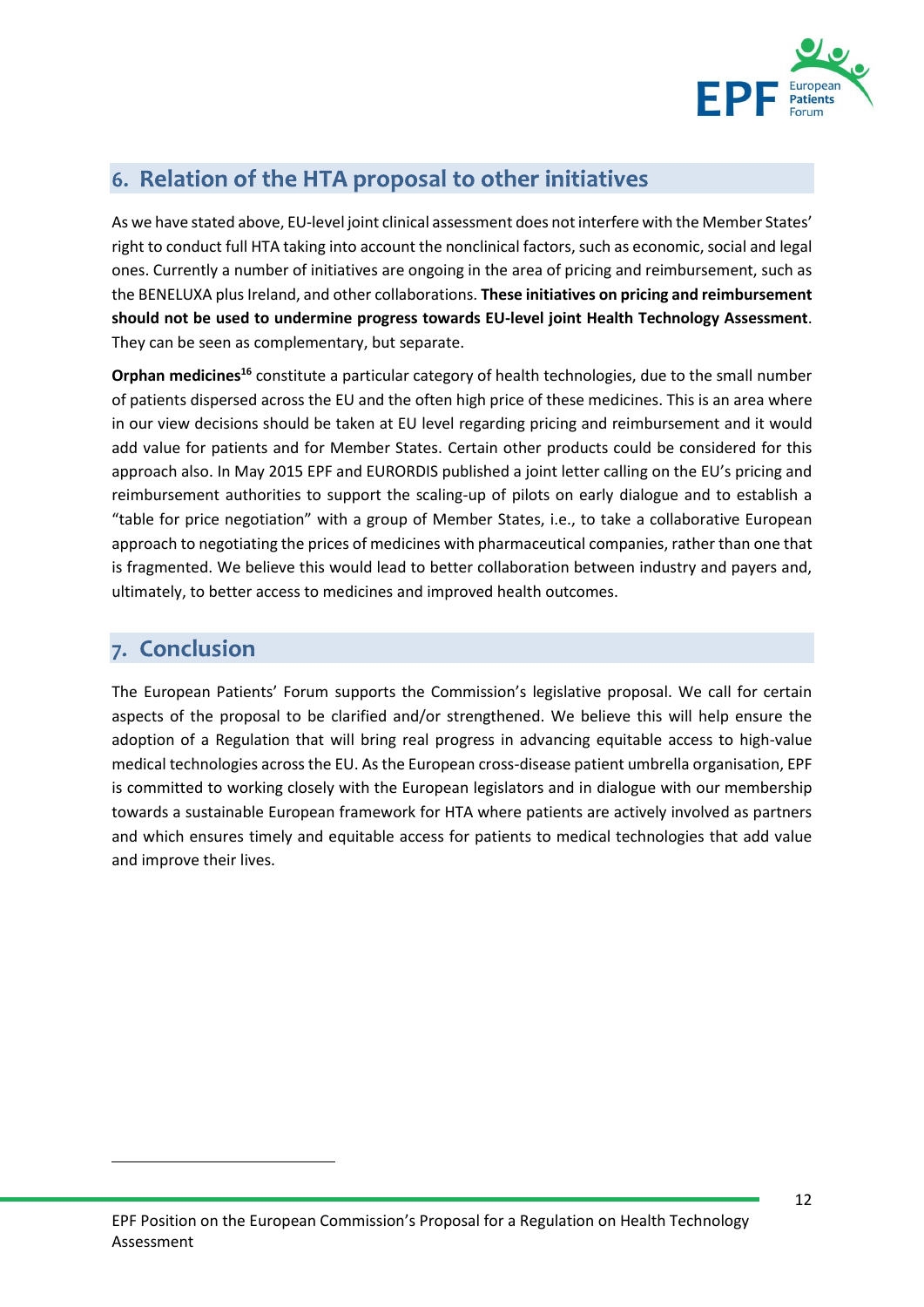## 6. Relation of the HTA proposal to other initiatives

As we have stated above, EU-level joint clinical assessment does not interfere with the Member States' right to conduct full HTA taking into account the nonclinical factors, such as economic, social and legal ones. Currently a number of initiatives are ongoing in the area of pricing and reimbursement, such as the BENELUXA plus Ireland, and other collaborations. **These initiatives on pricing and reimbursement should not be used to undermine progress towards EU-level joint Health Technology Assessment**. They can be seen as complementary, but separate.

**Orphan medicines**[16] constitute a particular category of health technologies, due to the small number of patients dispersed across the EU and the often high price of these medicines. This is an area where in our view decisions should be taken at EU level regarding pricing and reimbursement and it would add value for patients and for Member States. Certain other products could be considered for this approach also. In May 2015 EPF and EURORDIS published a joint letter calling on the EU's pricing and reimbursement authorities to support the scaling-up of pilots on early dialogue and to establish a "table for price negotiation" with a group of Member States, i.e., to take a collaborative European approach to negotiating the prices of medicines with pharmaceutical companies, rather than one that is fragmented. We believe this would lead to better collaboration between industry and payers and, ultimately, to better access to medicines and improved health outcomes.

## 7. Conclusion

The European Patients' Forum supports the Commission's legislative proposal. We call for certain aspects of the proposal to be clarified and/or strengthened. We believe this will help ensure the adoption of a Regulation that will bring real progress in advancing equitable access to high-value medical technologies across the EU. As the European cross-disease patient umbrella organisation, EPF is committed to working closely with the European legislators and in dialogue with our membership towards a sustainable European framework for HTA where patients are actively involved as partners and which ensures timely and equitable access for patients to medical technologies that add value and improve their lives.